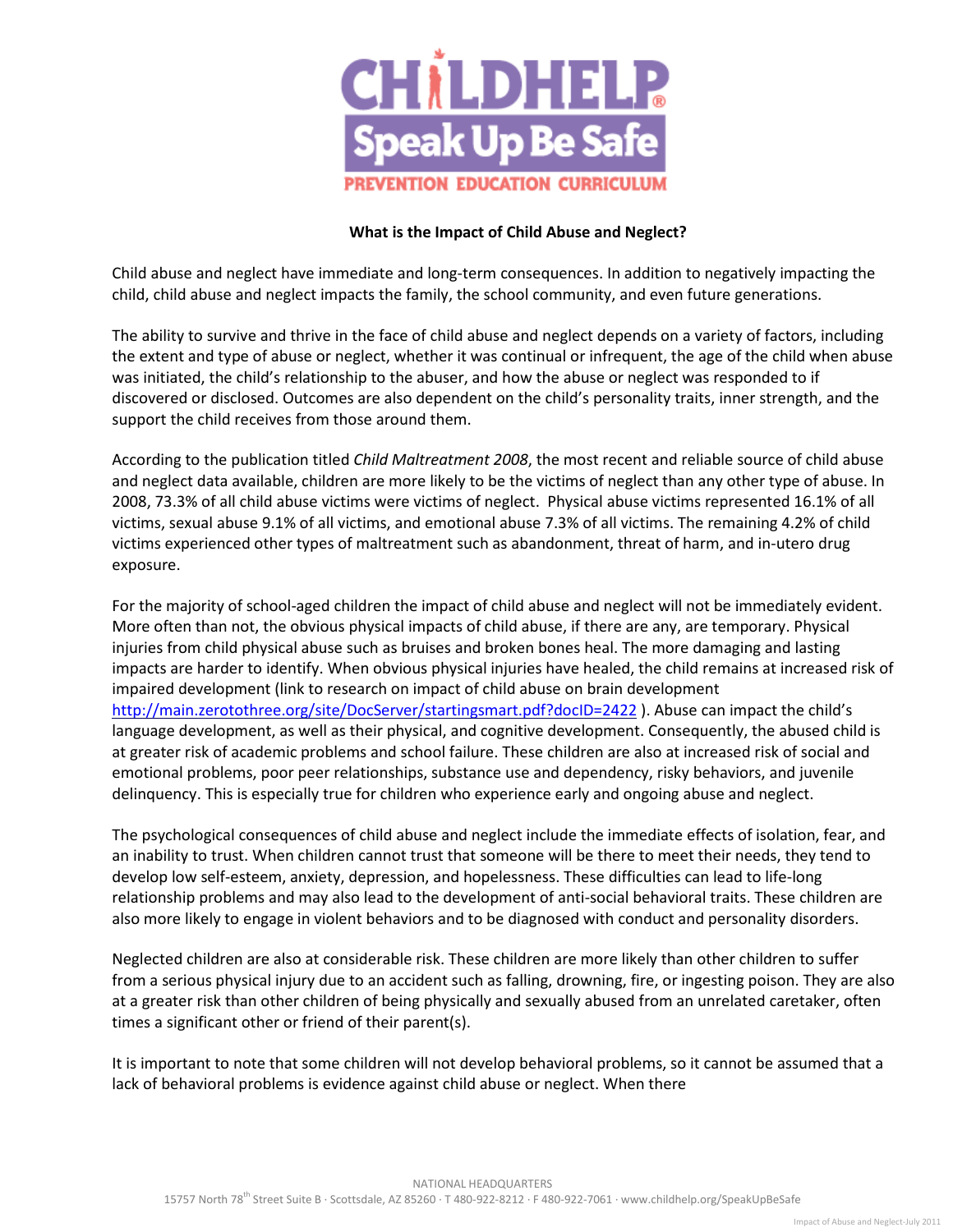CHILDHELP® Speak Up Be Safe

PREVENTION EDUCATION CURRICULUM

**What is the Impact of Child Abuse and Neglect?**

Child abuse and neglect have immediate and long-term consequences. In addition to negatively impacting the child, child abuse and neglect impacts the family, the school community, and even future generations.

The ability to survive and thrive in the face of child abuse and neglect depends on a variety of factors, including the extent and type of abuse or neglect, whether it was continual or infrequent, the age of the child when abuse was initiated, the child's relationship to the abuser, and how the abuse or neglect was responded to if discovered or disclosed. Outcomes are also dependent on the child's personality traits, inner strength, and the support the child receives from those around them.

According to the publication titled *Child Maltreatment 2008*, the most recent and reliable source of child abuse and neglect data available, children are more likely to be the victims of neglect than any other type of abuse. In 2008, 73.3% of all child abuse victims were victims of neglect. Physical abuse victims represented 16.1% of all victims, sexual abuse 9.1% of all victims, and emotional abuse 7.3% of all victims. The remaining 4.2% of child victims experienced other types of maltreatment such as abandonment, threat of harm, and in-utero drug exposure.

For the majority of school-aged children the impact of child abuse and neglect will not be immediately evident. More often than not, the obvious physical impacts of child abuse, if there are any, are temporary. Physical injuries from child physical abuse such as bruises and broken bones heal. The more damaging and lasting impacts are harder to identify. When obvious physical injuries have healed, the child remains at increased risk of impaired development (link to research on impact of child abuse on brain development [http://main.zerotothree.org/site/DocServer/startingsmart.pdf?docID=2422](http://main.zerotothree.org/site/DocServer/startingsmart.pdf?docID=2422) ). Abuse can impact the child's language development, as well as their physical, and cognitive development. Consequently, the abused child is at greater risk of academic problems and school failure. These children are also at increased risk of social and emotional problems, poor peer relationships, substance use and dependency, risky behaviors, and juvenile delinquency. This is especially true for children who experience early and ongoing abuse and neglect.

The psychological consequences of child abuse and neglect include the immediate effects of isolation, fear, and an inability to trust. When children cannot trust that someone will be there to meet their needs, they tend to develop low self-esteem, anxiety, depression, and hopelessness. These difficulties can lead to life-long relationship problems and may also lead to the development of anti-social behavioral traits. These children are also more likely to engage in violent behaviors and to be diagnosed with conduct and personality disorders.

Neglected children are also at considerable risk. These children are more likely than other children to suffer from a serious physical injury due to an accident such as falling, drowning, fire, or ingesting poison. They are also at a greater risk than other children of being physically and sexually abused from an unrelated caretaker, often times a significant other or friend of their parent(s).

It is important to note that some children will not develop behavioral problems, so it cannot be assumed that a lack of behavioral problems is evidence against child abuse or neglect. When there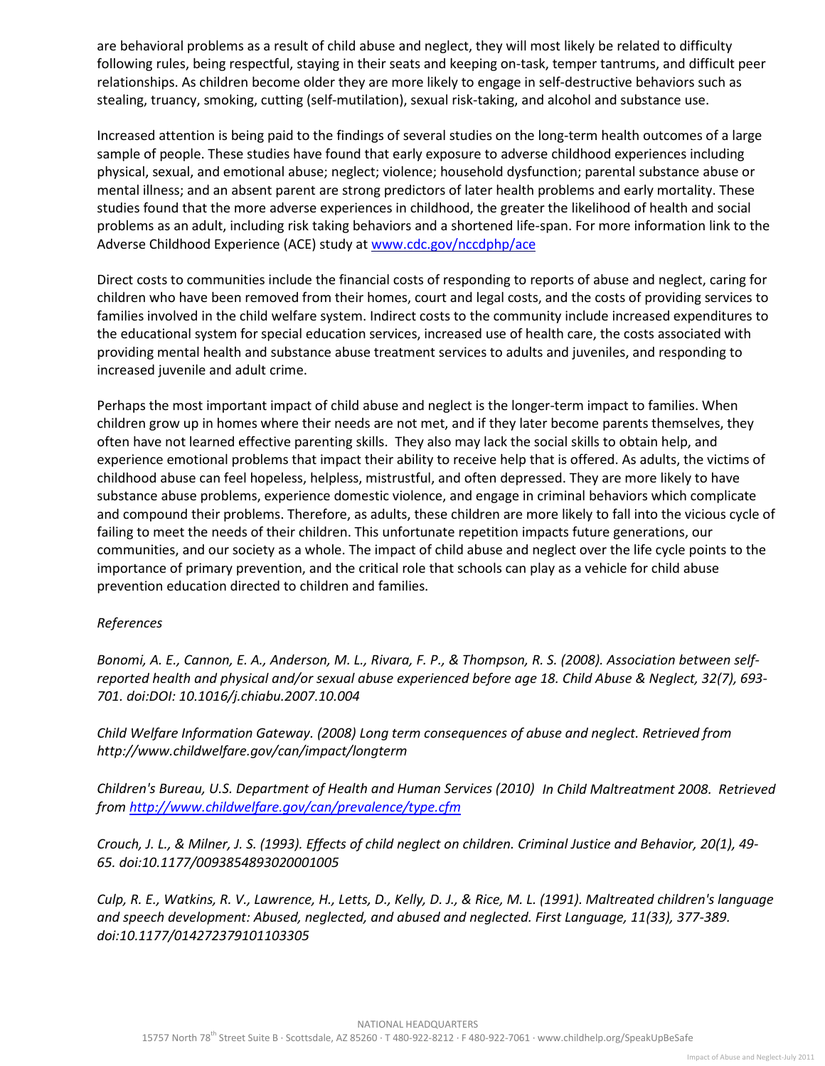are behavioral problems as a result of child abuse and neglect, they will most likely be related to difficulty following rules, being respectful, staying in their seats and keeping on-task, temper tantrums, and difficult peer relationships. As children become older they are more likely to engage in self-destructive behaviors such as stealing, truancy, smoking, cutting (self-mutilation), sexual risk-taking, and alcohol and substance use.

Increased attention is being paid to the findings of several studies on the long-term health outcomes of a large sample of people. These studies have found that early exposure to adverse childhood experiences including physical, sexual, and emotional abuse; neglect; violence; household dysfunction; parental substance abuse or mental illness; and an absent parent are strong predictors of later health problems and early mortality. These studies found that the more adverse experiences in childhood, the greater the likelihood of health and social problems as an adult, including risk taking behaviors and a shortened life-span. For more information link to the Adverse Childhood Experience (ACE) study at [www.cdc.gov/nccdphp/ace](http://www.cdc.gov/nccdphp/ace)

Direct costs to communities include the financial costs of responding to reports of abuse and neglect, caring for children who have been removed from their homes, court and legal costs, and the costs of providing services to families involved in the child welfare system. Indirect costs to the community include increased expenditures to the educational system for special education services, increased use of health care, the costs associated with providing mental health and substance abuse treatment services to adults and juveniles, and responding to increased juvenile and adult crime.

Perhaps the most important impact of child abuse and neglect is the longer-term impact to families. When children grow up in homes where their needs are not met, and if they later become parents themselves, they often have not learned effective parenting skills. They also may lack the social skills to obtain help, and experience emotional problems that impact their ability to receive help that is offered. As adults, the victims of childhood abuse can feel hopeless, helpless, mistrustful, and often depressed. They are more likely to have substance abuse problems, experience domestic violence, and engage in criminal behaviors which complicate and compound their problems. Therefore, as adults, these children are more likely to fall into the vicious cycle of failing to meet the needs of their children. This unfortunate repetition impacts future generations, our communities, and our society as a whole. The impact of child abuse and neglect over the life cycle points to the importance of primary prevention, and the critical role that schools can play as a vehicle for child abuse prevention education directed to children and families.

*References*

*Bonomi, A. E., Cannon, E. A., Anderson, M. L., Rivara, F. P., & Thompson, R. S. (2008). Association between self-reported health and physical and/or sexual abuse experienced before age 18. Child Abuse & Neglect, 32(7), 693-701. doi:DOI: 10.1016/j.chiabu.2007.10.004*

*Child Welfare Information Gateway. (2008) Long term consequences of abuse and neglect. Retrieved from http://www.childwelfare.gov/can/impact/longterm*

*Children's Bureau, U.S. Department of Health and Human Services (2010) In Child Maltreatment 2008. Retrieved from [http://www.childwelfare.gov/can/prevalence/type.cfm](http://www.childwelfare.gov/can/prevalence/type.cfm)*

*Crouch, J. L., & Milner, J. S. (1993). Effects of child neglect on children. Criminal Justice and Behavior, 20(1), 49-65. doi:10.1177/0093854893020001005*

*Culp, R. E., Watkins, R. V., Lawrence, H., Letts, D., Kelly, D. J., & Rice, M. L. (1991). Maltreated children's language and speech development: Abused, neglected, and abused and neglected. First Language, 11(33), 377-389. doi:10.1177/014272379101103305*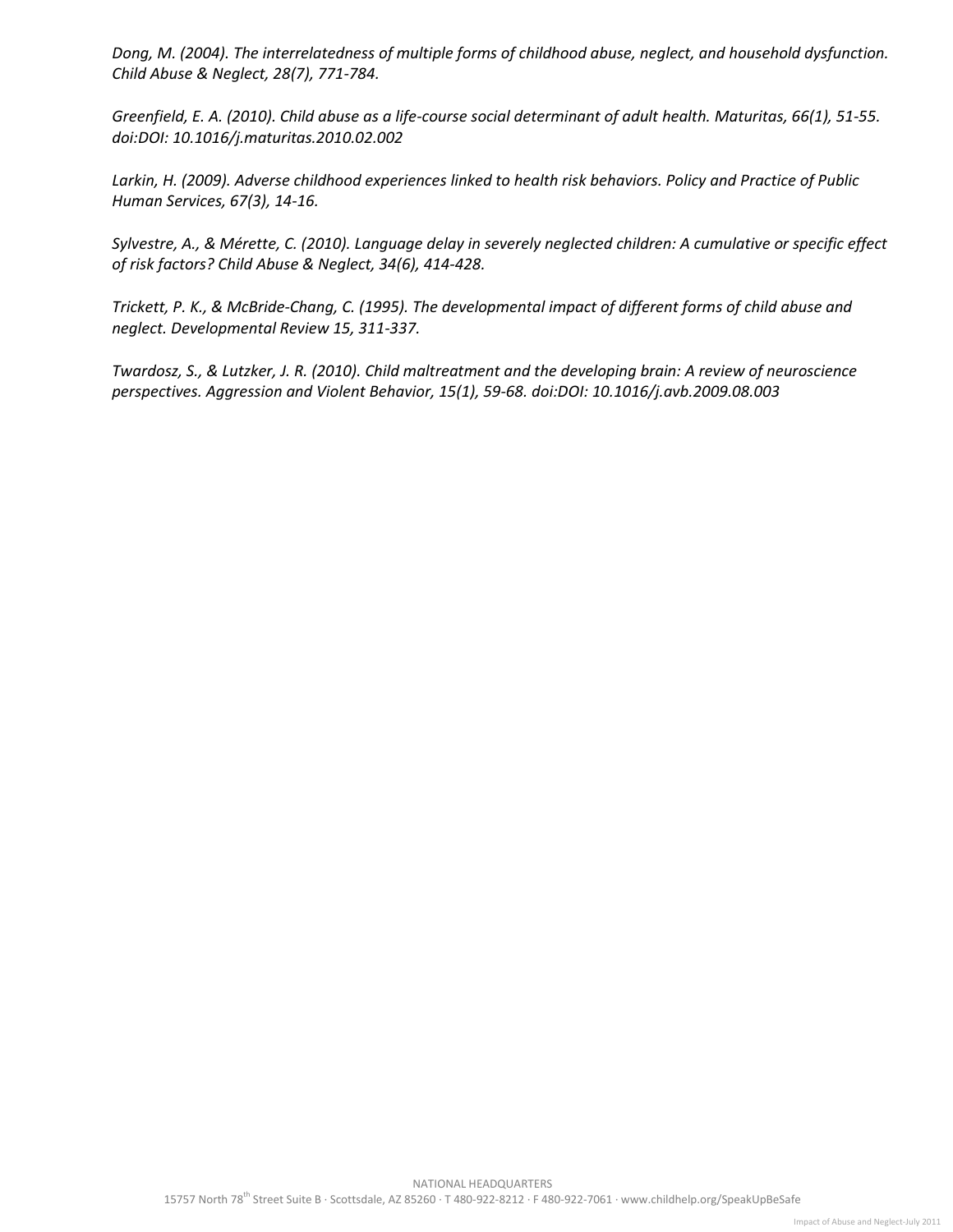*Dong, M. (2004). The interrelatedness of multiple forms of childhood abuse, neglect, and household dysfunction. Child Abuse & Neglect, 28(7), 771-784.*

*Greenfield, E. A. (2010). Child abuse as a life-course social determinant of adult health. Maturitas, 66(1), 51-55. doi:DOI: 10.1016/j.maturitas.2010.02.002*

*Larkin, H. (2009). Adverse childhood experiences linked to health risk behaviors. Policy and Practice of Public Human Services, 67(3), 14-16.*

*Sylvestre, A., & Mérette, C. (2010). Language delay in severely neglected children: A cumulative or specific effect of risk factors? Child Abuse & Neglect, 34(6), 414-428.*

*Trickett, P. K., & McBride-Chang, C. (1995). The developmental impact of different forms of child abuse and neglect. Developmental Review 15, 311-337.*

*Twardosz, S., & Lutzker, J. R. (2010). Child maltreatment and the developing brain: A review of neuroscience perspectives. Aggression and Violent Behavior, 15(1), 59-68. doi:DOI: 10.1016/j.avb.2009.08.003*